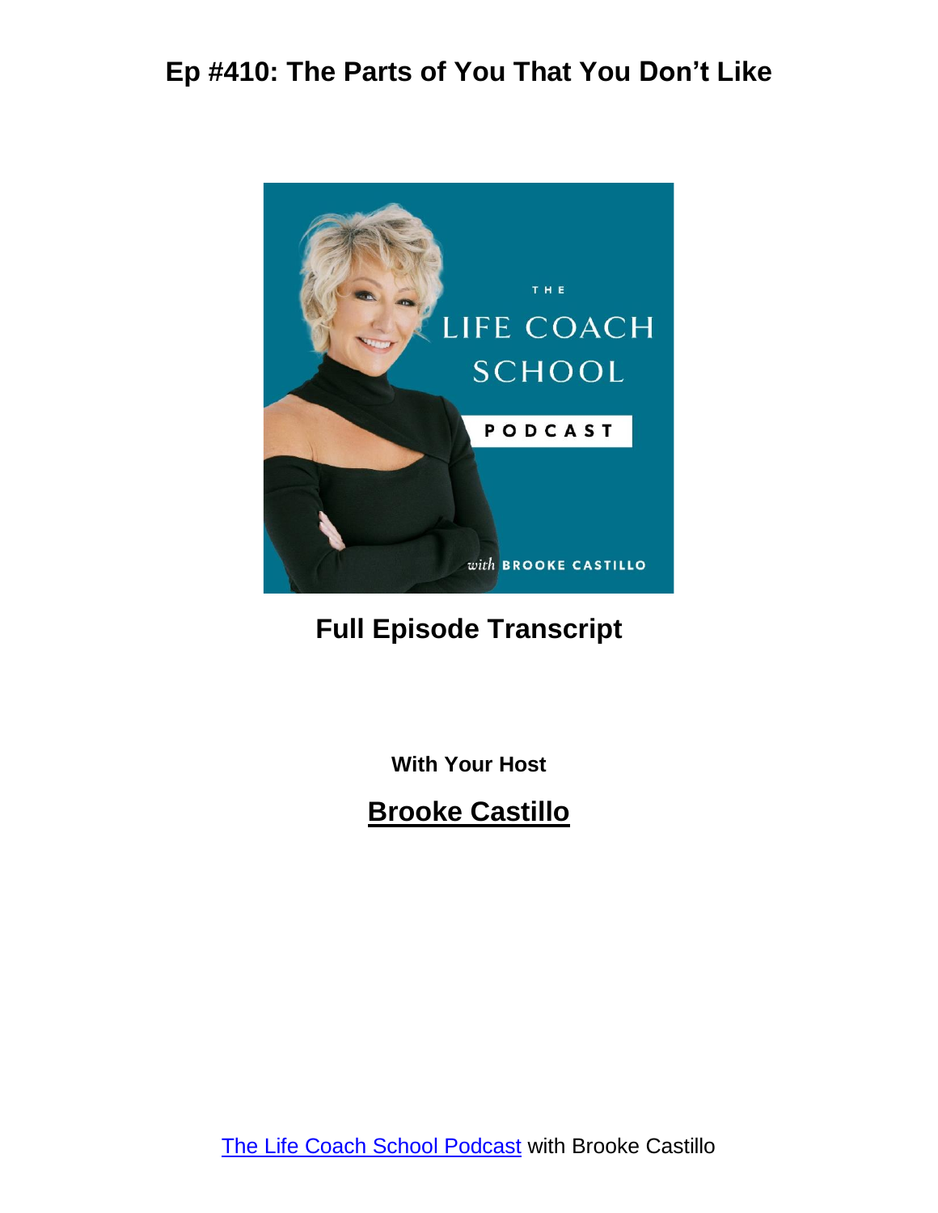# Ep #410: The Parts of You That You Don't Like

## Full Episode Transcript

**With Your Host**

## Brooke Castillo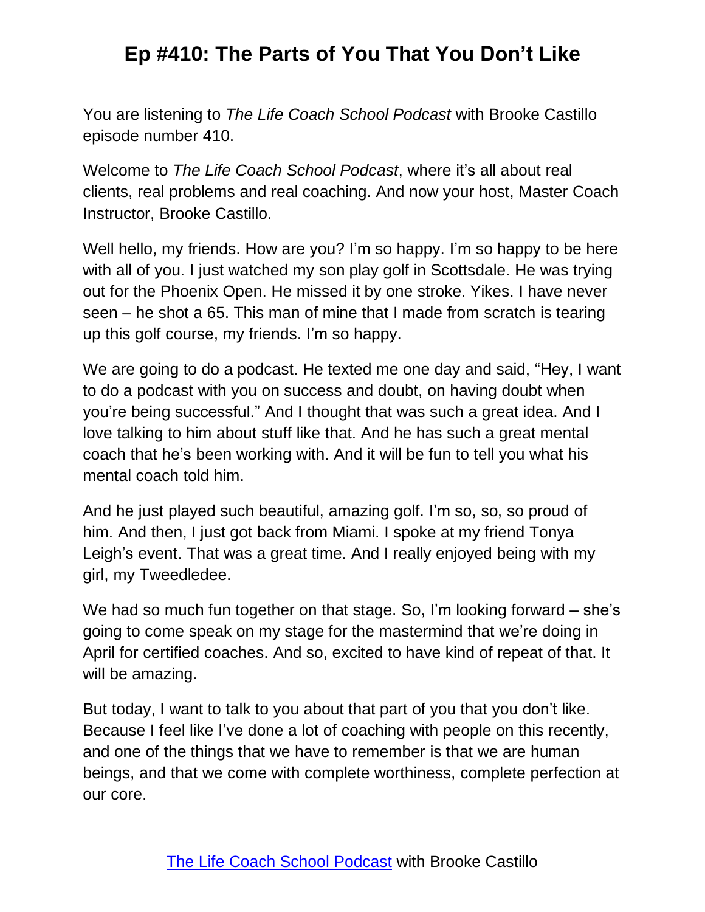You are listening to *The Life Coach School Podcast* with Brooke Castillo episode number 410.

Welcome to *The Life Coach School Podcast*, where it's all about real clients, real problems and real coaching. And now your host, Master Coach Instructor, Brooke Castillo.

Well hello, my friends. How are you? I'm so happy. I'm so happy to be here with all of you. I just watched my son play golf in Scottsdale. He was trying out for the Phoenix Open. He missed it by one stroke. Yikes. I have never seen – he shot a 65. This man of mine that I made from scratch is tearing up this golf course, my friends. I'm so happy.

We are going to do a podcast. He texted me one day and said, "Hey, I want to do a podcast with you on success and doubt, on having doubt when you're being successful." And I thought that was such a great idea. And I love talking to him about stuff like that. And he has such a great mental coach that he's been working with. And it will be fun to tell you what his mental coach told him.

And he just played such beautiful, amazing golf. I'm so, so, so proud of him. And then, I just got back from Miami. I spoke at my friend Tonya Leigh's event. That was a great time. And I really enjoyed being with my girl, my Tweedledee.

We had so much fun together on that stage. So, I'm looking forward – she's going to come speak on my stage for the mastermind that we're doing in April for certified coaches. And so, excited to have kind of repeat of that. It will be amazing.

But today, I want to talk to you about that part of you that you don't like. Because I feel like I've done a lot of coaching with people on this recently, and one of the things that we have to remember is that we are human beings, and that we come with complete worthiness, complete perfection at our core.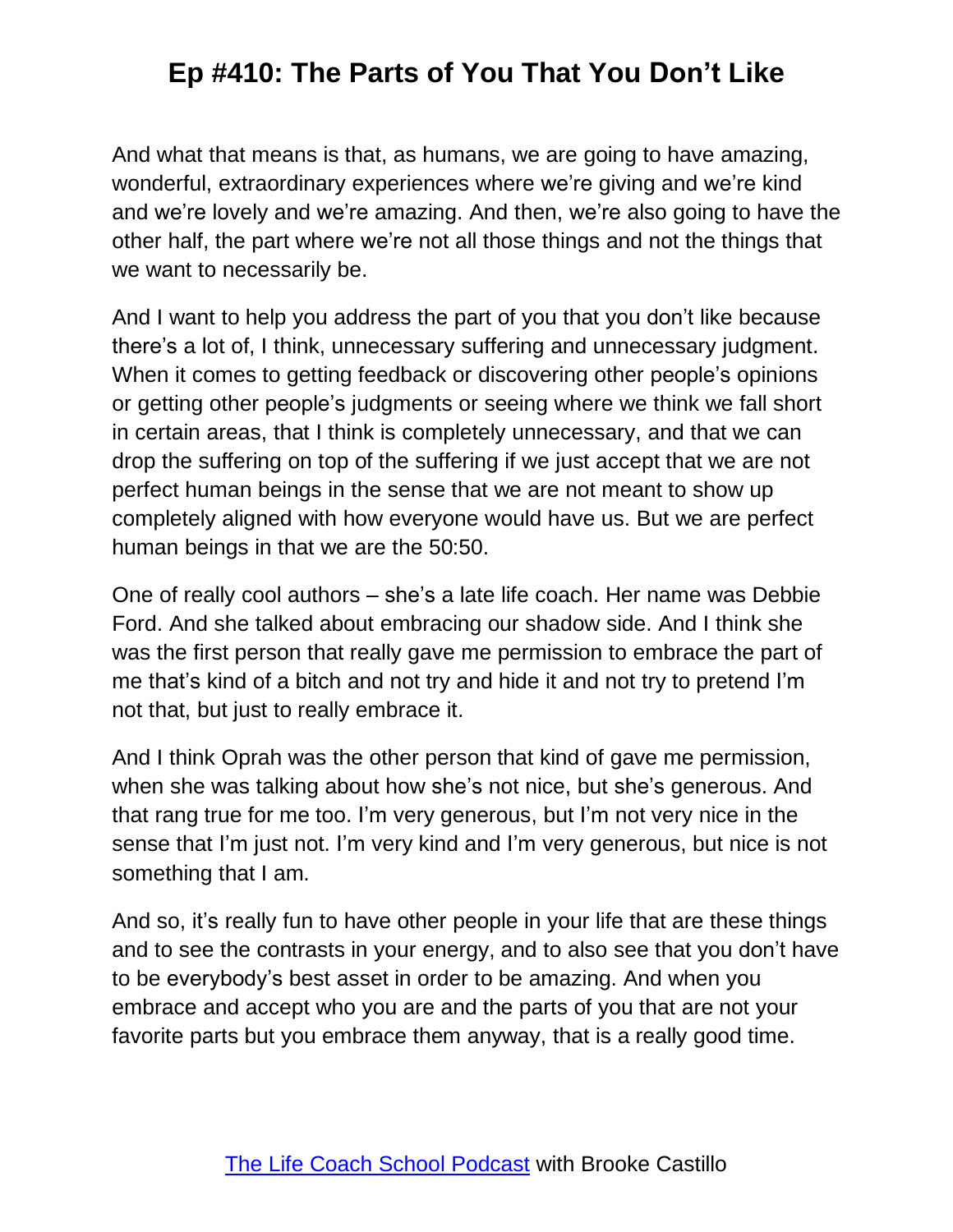And what that means is that, as humans, we are going to have amazing, wonderful, extraordinary experiences where we're giving and we're kind and we're lovely and we're amazing. And then, we're also going to have the other half, the part where we're not all those things and not the things that we want to necessarily be.

And I want to help you address the part of you that you don't like because there's a lot of, I think, unnecessary suffering and unnecessary judgment. When it comes to getting feedback or discovering other people's opinions or getting other people's judgments or seeing where we think we fall short in certain areas, that I think is completely unnecessary, and that we can drop the suffering on top of the suffering if we just accept that we are not perfect human beings in the sense that we are not meant to show up completely aligned with how everyone would have us. But we are perfect human beings in that we are the 50:50.

One of really cool authors – she's a late life coach. Her name was Debbie Ford. And she talked about embracing our shadow side. And I think she was the first person that really gave me permission to embrace the part of me that's kind of a bitch and not try and hide it and not try to pretend I'm not that, but just to really embrace it.

And I think Oprah was the other person that kind of gave me permission, when she was talking about how she's not nice, but she's generous. And that rang true for me too. I'm very generous, but I'm not very nice in the sense that I'm just not. I'm very kind and I'm very generous, but nice is not something that I am.

And so, it's really fun to have other people in your life that are these things and to see the contrasts in your energy, and to also see that you don't have to be everybody's best asset in order to be amazing. And when you embrace and accept who you are and the parts of you that are not your favorite parts but you embrace them anyway, that is a really good time.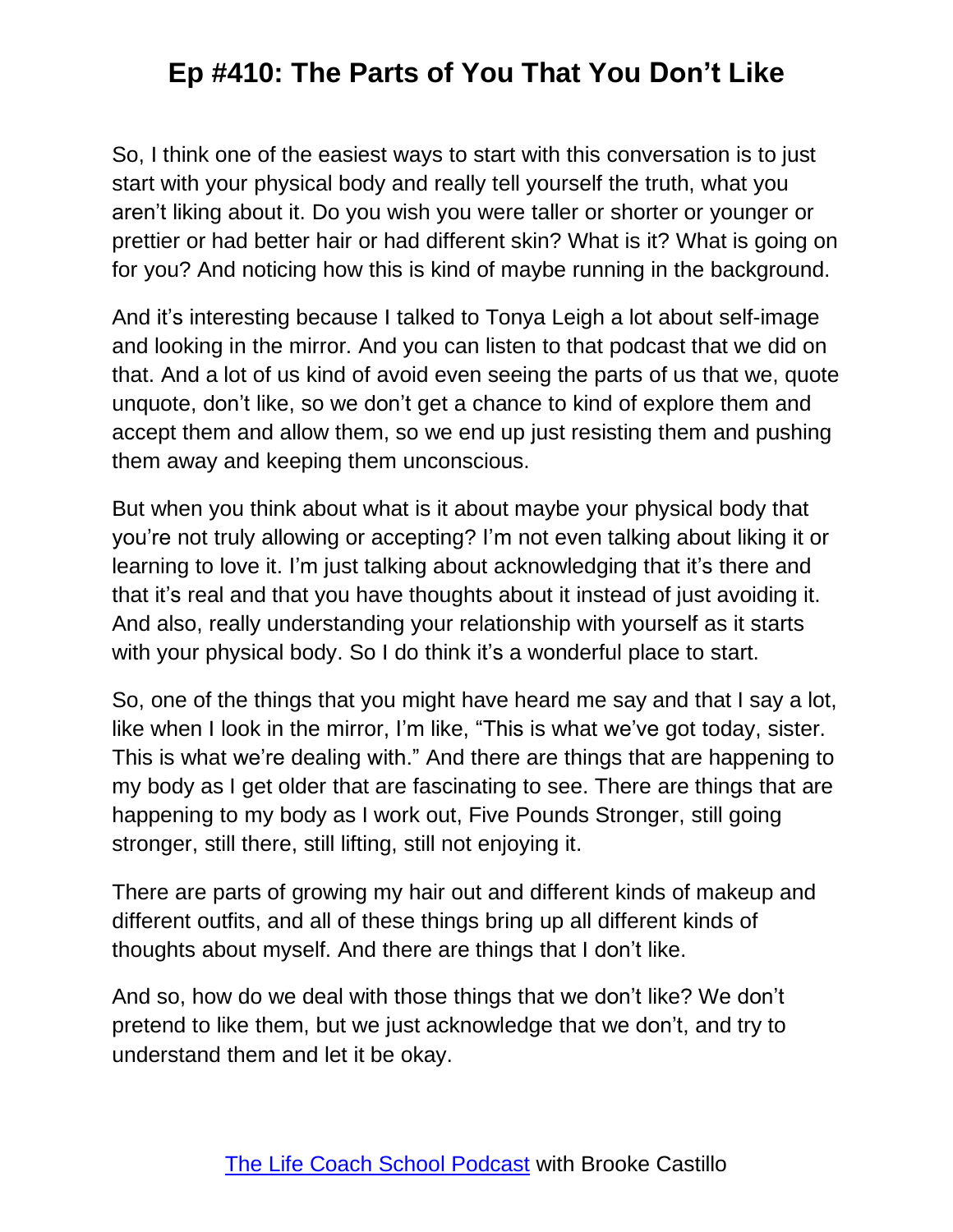So, I think one of the easiest ways to start with this conversation is to just start with your physical body and really tell yourself the truth, what you aren't liking about it. Do you wish you were taller or shorter or younger or prettier or had better hair or had different skin? What is it? What is going on for you? And noticing how this is kind of maybe running in the background.

And it's interesting because I talked to Tonya Leigh a lot about self-image and looking in the mirror. And you can listen to that podcast that we did on that. And a lot of us kind of avoid even seeing the parts of us that we, quote unquote, don't like, so we don't get a chance to kind of explore them and accept them and allow them, so we end up just resisting them and pushing them away and keeping them unconscious.

But when you think about what is it about maybe your physical body that you're not truly allowing or accepting? I'm not even talking about liking it or learning to love it. I'm just talking about acknowledging that it's there and that it's real and that you have thoughts about it instead of just avoiding it. And also, really understanding your relationship with yourself as it starts with your physical body. So I do think it's a wonderful place to start.

So, one of the things that you might have heard me say and that I say a lot, like when I look in the mirror, I'm like, "This is what we've got today, sister. This is what we're dealing with." And there are things that are happening to my body as I get older that are fascinating to see. There are things that are happening to my body as I work out, Five Pounds Stronger, still going stronger, still there, still lifting, still not enjoying it.

There are parts of growing my hair out and different kinds of makeup and different outfits, and all of these things bring up all different kinds of thoughts about myself. And there are things that I don't like.

And so, how do we deal with those things that we don't like? We don't pretend to like them, but we just acknowledge that we don't, and try to understand them and let it be okay.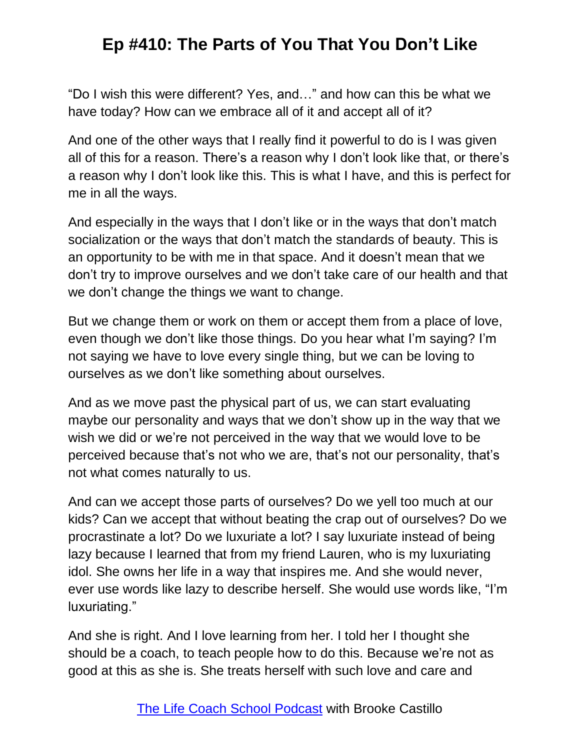"Do I wish this were different? Yes, and…" and how can this be what we have today? How can we embrace all of it and accept all of it?

And one of the other ways that I really find it powerful to do is I was given all of this for a reason. There's a reason why I don't look like that, or there's a reason why I don't look like this. This is what I have, and this is perfect for me in all the ways.

And especially in the ways that I don't like or in the ways that don't match socialization or the ways that don't match the standards of beauty. This is an opportunity to be with me in that space. And it doesn't mean that we don't try to improve ourselves and we don't take care of our health and that we don't change the things we want to change.

But we change them or work on them or accept them from a place of love, even though we don't like those things. Do you hear what I'm saying? I'm not saying we have to love every single thing, but we can be loving to ourselves as we don't like something about ourselves.

And as we move past the physical part of us, we can start evaluating maybe our personality and ways that we don't show up in the way that we wish we did or we're not perceived in the way that we would love to be perceived because that's not who we are, that's not our personality, that's not what comes naturally to us.

And can we accept those parts of ourselves? Do we yell too much at our kids? Can we accept that without beating the crap out of ourselves? Do we procrastinate a lot? Do we luxuriate a lot? I say luxuriate instead of being lazy because I learned that from my friend Lauren, who is my luxuriating idol. She owns her life in a way that inspires me. And she would never, ever use words like lazy to describe herself. She would use words like, "I'm luxuriating."

And she is right. And I love learning from her. I told her I thought she should be a coach, to teach people how to do this. Because we're not as good at this as she is. She treats herself with such love and care and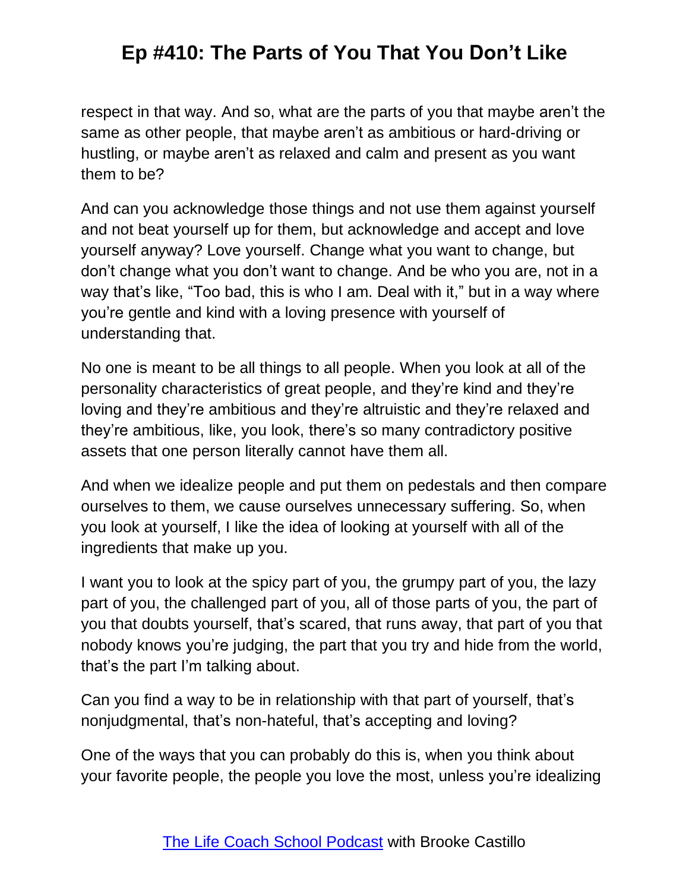respect in that way. And so, what are the parts of you that maybe aren't the same as other people, that maybe aren't as ambitious or hard-driving or hustling, or maybe aren't as relaxed and calm and present as you want them to be?

And can you acknowledge those things and not use them against yourself and not beat yourself up for them, but acknowledge and accept and love yourself anyway? Love yourself. Change what you want to change, but don't change what you don't want to change. And be who you are, not in a way that's like, "Too bad, this is who I am. Deal with it," but in a way where you're gentle and kind with a loving presence with yourself of understanding that.

No one is meant to be all things to all people. When you look at all of the personality characteristics of great people, and they're kind and they're loving and they're ambitious and they're altruistic and they're relaxed and they're ambitious, like, you look, there's so many contradictory positive assets that one person literally cannot have them all.

And when we idealize people and put them on pedestals and then compare ourselves to them, we cause ourselves unnecessary suffering. So, when you look at yourself, I like the idea of looking at yourself with all of the ingredients that make up you.

I want you to look at the spicy part of you, the grumpy part of you, the lazy part of you, the challenged part of you, all of those parts of you, the part of you that doubts yourself, that's scared, that runs away, that part of you that nobody knows you're judging, the part that you try and hide from the world, that's the part I'm talking about.

Can you find a way to be in relationship with that part of yourself, that's nonjudgmental, that's non-hateful, that's accepting and loving?

One of the ways that you can probably do this is, when you think about your favorite people, the people you love the most, unless you're idealizing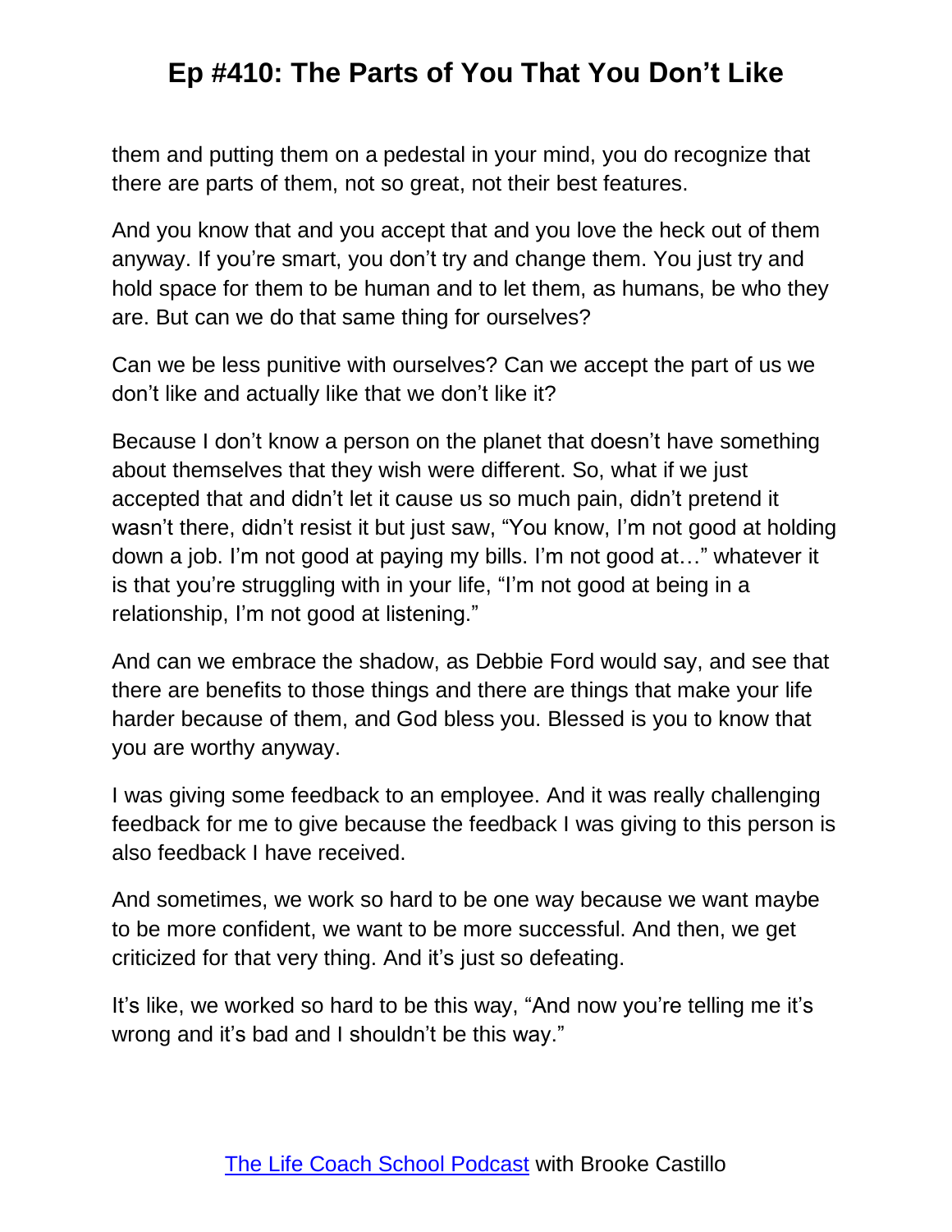them and putting them on a pedestal in your mind, you do recognize that there are parts of them, not so great, not their best features.

And you know that and you accept that and you love the heck out of them anyway. If you're smart, you don't try and change them. You just try and hold space for them to be human and to let them, as humans, be who they are. But can we do that same thing for ourselves?

Can we be less punitive with ourselves? Can we accept the part of us we don't like and actually like that we don't like it?

Because I don't know a person on the planet that doesn't have something about themselves that they wish were different. So, what if we just accepted that and didn't let it cause us so much pain, didn't pretend it wasn't there, didn't resist it but just saw, "You know, I'm not good at holding down a job. I'm not good at paying my bills. I'm not good at…" whatever it is that you're struggling with in your life, "I'm not good at being in a relationship, I'm not good at listening."

And can we embrace the shadow, as Debbie Ford would say, and see that there are benefits to those things and there are things that make your life harder because of them, and God bless you. Blessed is you to know that you are worthy anyway.

I was giving some feedback to an employee. And it was really challenging feedback for me to give because the feedback I was giving to this person is also feedback I have received.

And sometimes, we work so hard to be one way because we want maybe to be more confident, we want to be more successful. And then, we get criticized for that very thing. And it's just so defeating.

It's like, we worked so hard to be this way, "And now you're telling me it's wrong and it's bad and I shouldn't be this way."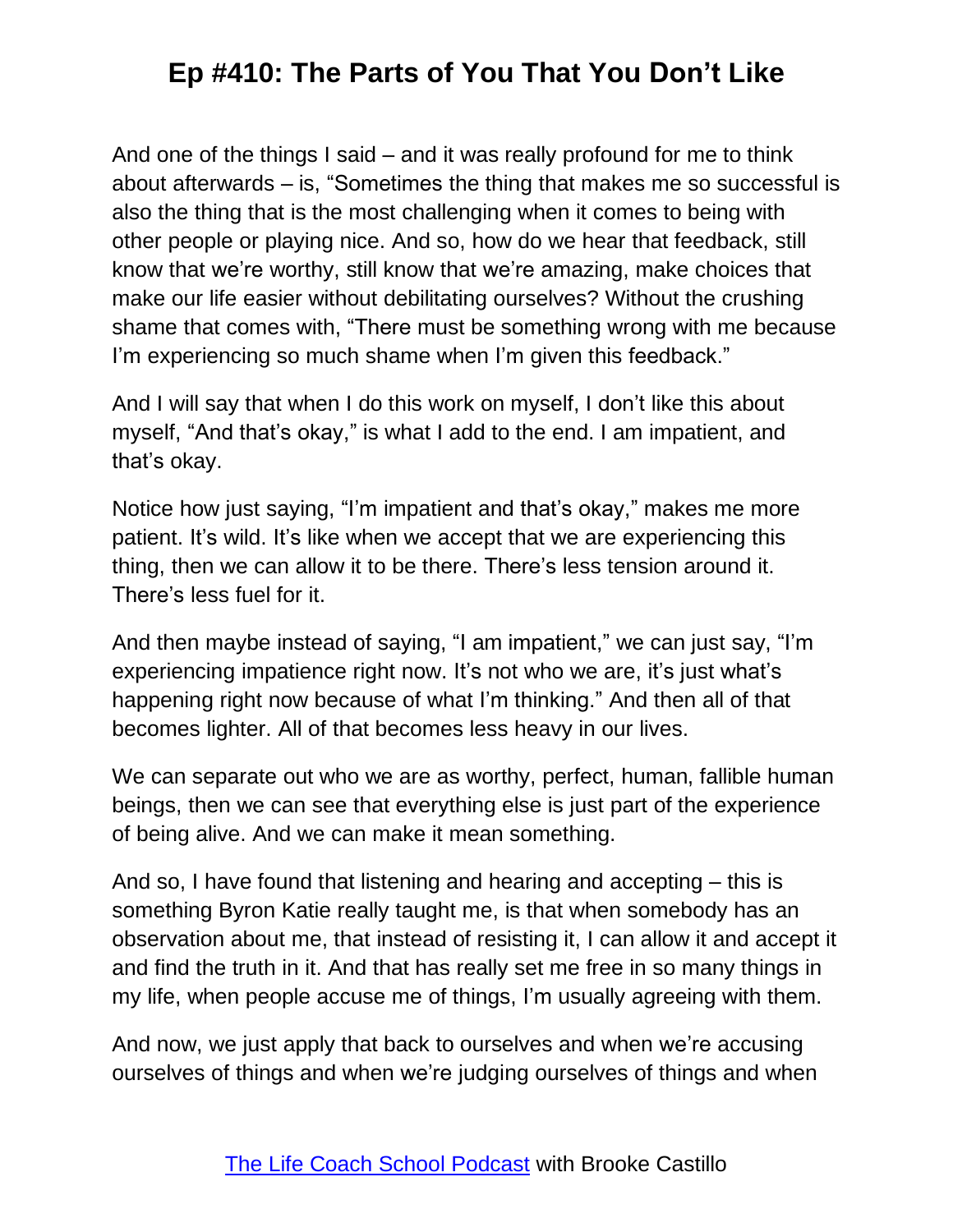And one of the things I said – and it was really profound for me to think about afterwards – is, "Sometimes the thing that makes me so successful is also the thing that is the most challenging when it comes to being with other people or playing nice. And so, how do we hear that feedback, still know that we're worthy, still know that we're amazing, make choices that make our life easier without debilitating ourselves? Without the crushing shame that comes with, "There must be something wrong with me because I'm experiencing so much shame when I'm given this feedback."

And I will say that when I do this work on myself, I don't like this about myself, "And that's okay," is what I add to the end. I am impatient, and that's okay.

Notice how just saying, "I'm impatient and that's okay," makes me more patient. It's wild. It's like when we accept that we are experiencing this thing, then we can allow it to be there. There's less tension around it. There's less fuel for it.

And then maybe instead of saying, "I am impatient," we can just say, "I'm experiencing impatience right now. It's not who we are, it's just what's happening right now because of what I'm thinking." And then all of that becomes lighter. All of that becomes less heavy in our lives.

We can separate out who we are as worthy, perfect, human, fallible human beings, then we can see that everything else is just part of the experience of being alive. And we can make it mean something.

And so, I have found that listening and hearing and accepting – this is something Byron Katie really taught me, is that when somebody has an observation about me, that instead of resisting it, I can allow it and accept it and find the truth in it. And that has really set me free in so many things in my life, when people accuse me of things, I'm usually agreeing with them.

And now, we just apply that back to ourselves and when we're accusing ourselves of things and when we're judging ourselves of things and when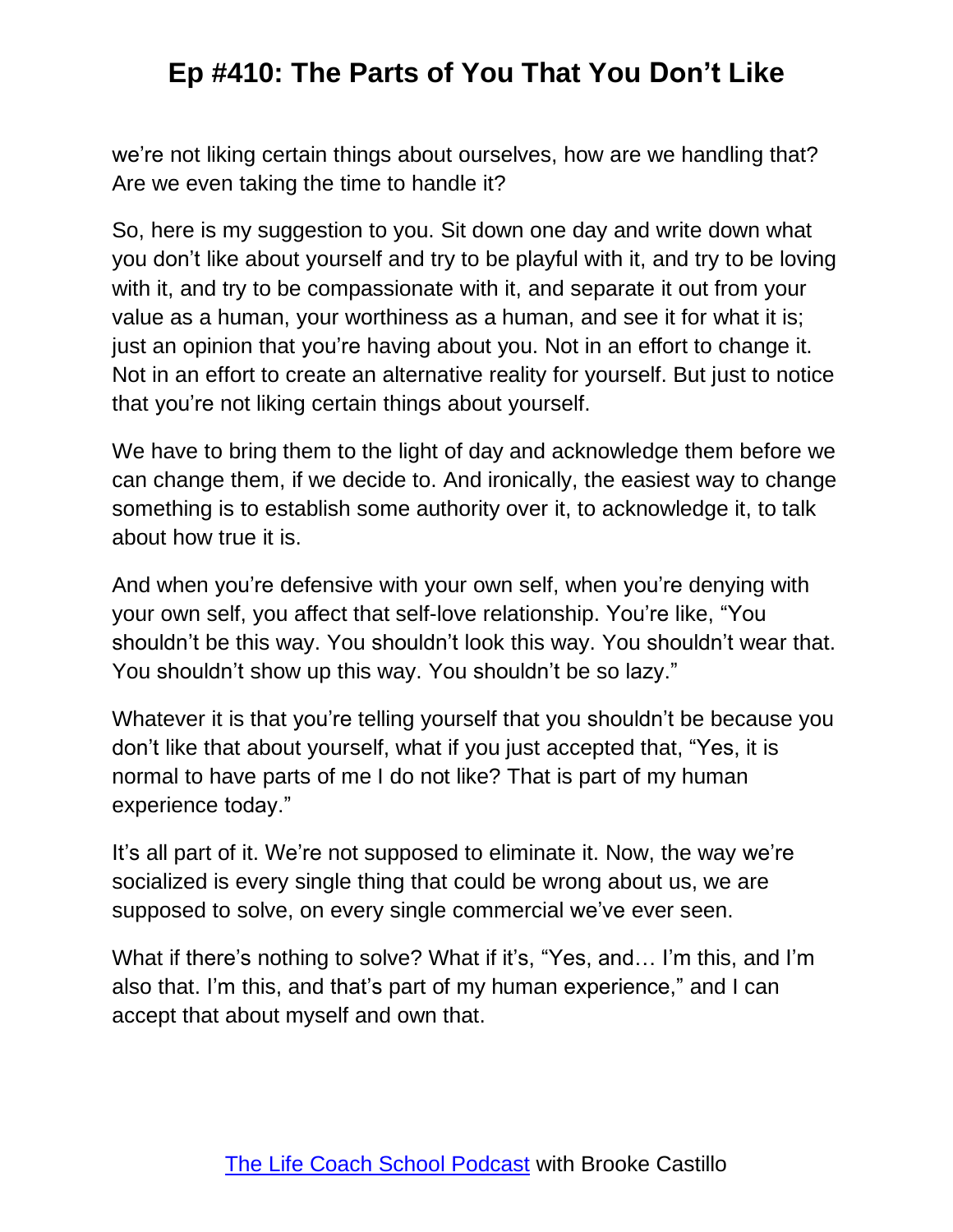we're not liking certain things about ourselves, how are we handling that? Are we even taking the time to handle it?

So, here is my suggestion to you. Sit down one day and write down what you don't like about yourself and try to be playful with it, and try to be loving with it, and try to be compassionate with it, and separate it out from your value as a human, your worthiness as a human, and see it for what it is; just an opinion that you're having about you. Not in an effort to change it. Not in an effort to create an alternative reality for yourself. But just to notice that you're not liking certain things about yourself.

We have to bring them to the light of day and acknowledge them before we can change them, if we decide to. And ironically, the easiest way to change something is to establish some authority over it, to acknowledge it, to talk about how true it is.

And when you're defensive with your own self, when you're denying with your own self, you affect that self-love relationship. You're like, "You shouldn't be this way. You shouldn't look this way. You shouldn't wear that. You shouldn't show up this way. You shouldn't be so lazy."

Whatever it is that you're telling yourself that you shouldn't be because you don't like that about yourself, what if you just accepted that, "Yes, it is normal to have parts of me I do not like? That is part of my human experience today."

It's all part of it. We're not supposed to eliminate it. Now, the way we're socialized is every single thing that could be wrong about us, we are supposed to solve, on every single commercial we've ever seen.

What if there's nothing to solve? What if it's, "Yes, and… I'm this, and I'm also that. I'm this, and that's part of my human experience," and I can accept that about myself and own that.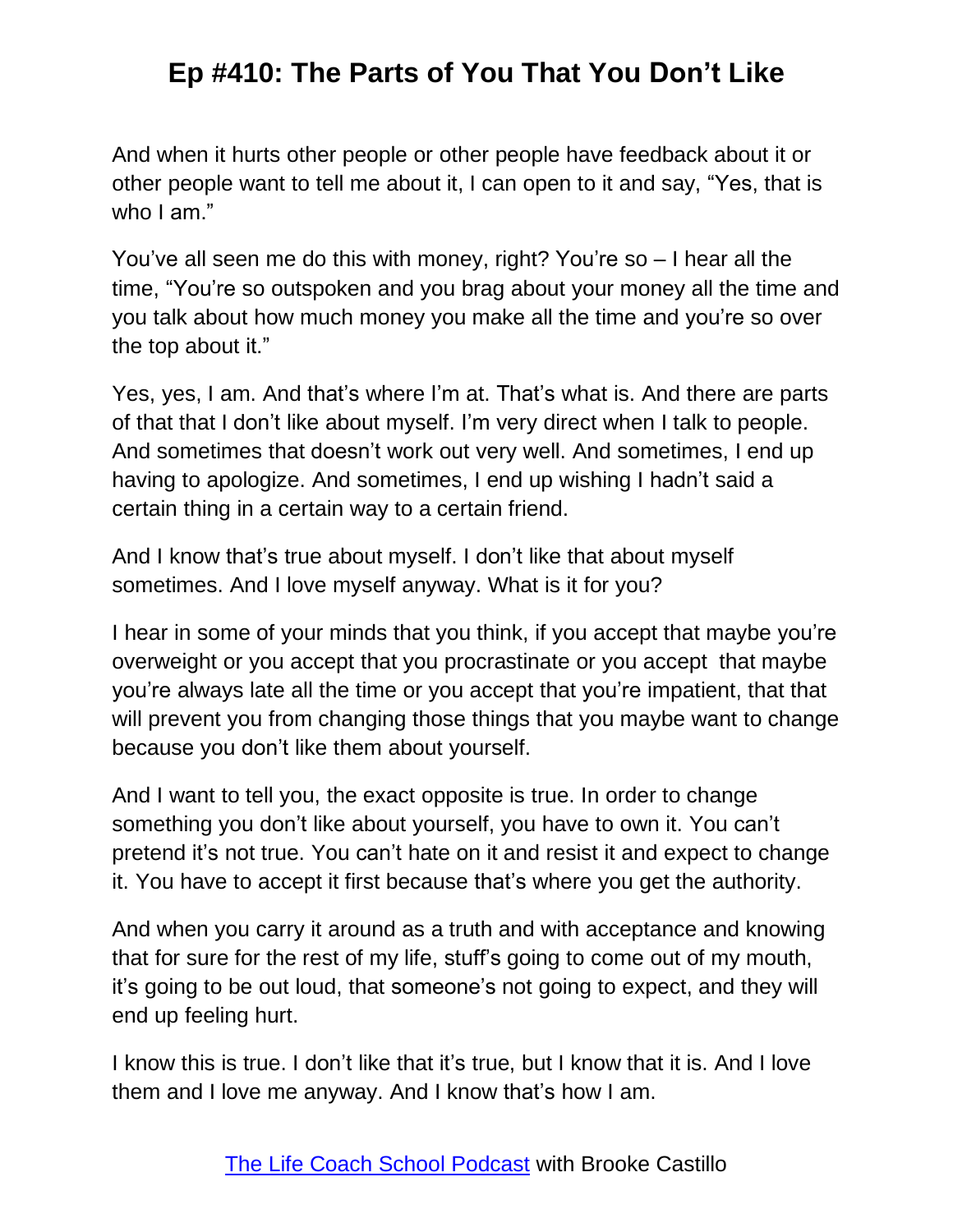And when it hurts other people or other people have feedback about it or other people want to tell me about it, I can open to it and say, "Yes, that is who I am."

You've all seen me do this with money, right? You're so – I hear all the time, "You're so outspoken and you brag about your money all the time and you talk about how much money you make all the time and you're so over the top about it."

Yes, yes, I am. And that's where I'm at. That's what is. And there are parts of that that I don't like about myself. I'm very direct when I talk to people. And sometimes that doesn't work out very well. And sometimes, I end up having to apologize. And sometimes, I end up wishing I hadn't said a certain thing in a certain way to a certain friend.

And I know that's true about myself. I don't like that about myself sometimes. And I love myself anyway. What is it for you?

I hear in some of your minds that you think, if you accept that maybe you're overweight or you accept that you procrastinate or you accept that maybe you're always late all the time or you accept that you're impatient, that that will prevent you from changing those things that you maybe want to change because you don't like them about yourself.

And I want to tell you, the exact opposite is true. In order to change something you don't like about yourself, you have to own it. You can't pretend it's not true. You can't hate on it and resist it and expect to change it. You have to accept it first because that's where you get the authority.

And when you carry it around as a truth and with acceptance and knowing that for sure for the rest of my life, stuff's going to come out of my mouth, it's going to be out loud, that someone's not going to expect, and they will end up feeling hurt.

I know this is true. I don't like that it's true, but I know that it is. And I love them and I love me anyway. And I know that's how I am.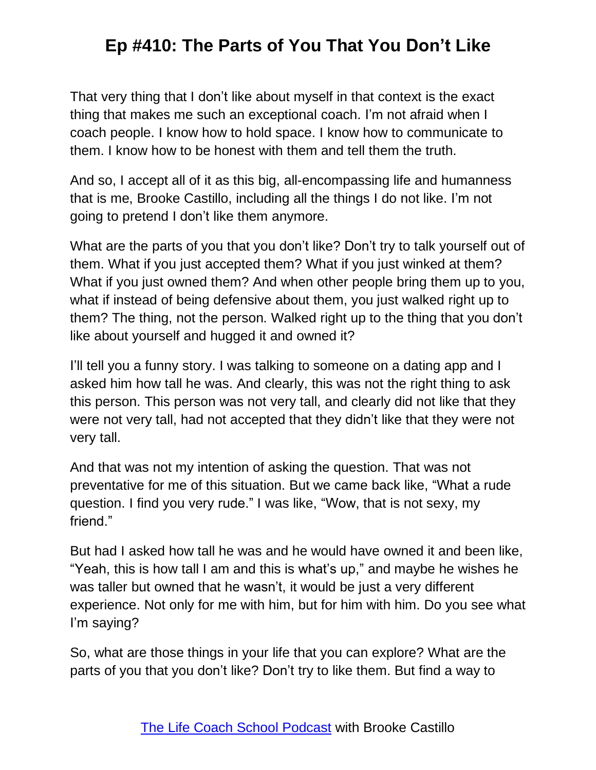That very thing that I don't like about myself in that context is the exact thing that makes me such an exceptional coach. I'm not afraid when I coach people. I know how to hold space. I know how to communicate to them. I know how to be honest with them and tell them the truth.

And so, I accept all of it as this big, all-encompassing life and humanness that is me, Brooke Castillo, including all the things I do not like. I'm not going to pretend I don't like them anymore.

What are the parts of you that you don't like? Don't try to talk yourself out of them. What if you just accepted them? What if you just winked at them? What if you just owned them? And when other people bring them up to you, what if instead of being defensive about them, you just walked right up to them? The thing, not the person. Walked right up to the thing that you don't like about yourself and hugged it and owned it?

I'll tell you a funny story. I was talking to someone on a dating app and I asked him how tall he was. And clearly, this was not the right thing to ask this person. This person was not very tall, and clearly did not like that they were not very tall, had not accepted that they didn't like that they were not very tall.

And that was not my intention of asking the question. That was not preventative for me of this situation. But we came back like, "What a rude question. I find you very rude." I was like, "Wow, that is not sexy, my friend."

But had I asked how tall he was and he would have owned it and been like, "Yeah, this is how tall I am and this is what's up," and maybe he wishes he was taller but owned that he wasn't, it would be just a very different experience. Not only for me with him, but for him with him. Do you see what I'm saying?

So, what are those things in your life that you can explore? What are the parts of you that you don't like? Don't try to like them. But find a way to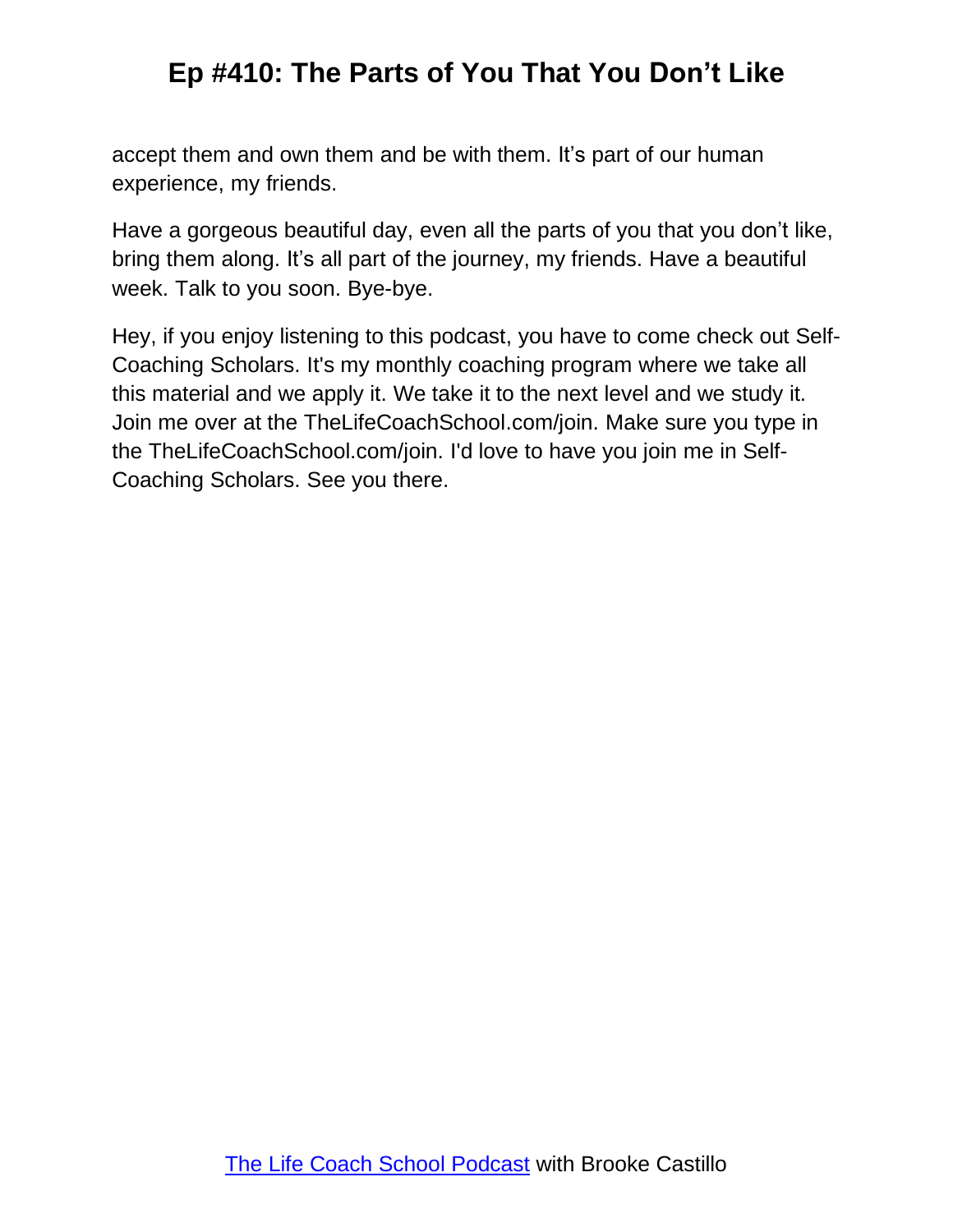accept them and own them and be with them. It’s part of our human experience, my friends.

Have a gorgeous beautiful day, even all the parts of you that you don’t like, bring them along. It’s all part of the journey, my friends. Have a beautiful week. Talk to you soon. Bye-bye.

Hey, if you enjoy listening to this podcast, you have to come check out Self-Coaching Scholars. It's my monthly coaching program where we take all this material and we apply it. We take it to the next level and we study it. Join me over at the TheLifeCoachSchool.com/join. Make sure you type in the TheLifeCoachSchool.com/join. I'd love to have you join me in Self-Coaching Scholars. See you there.